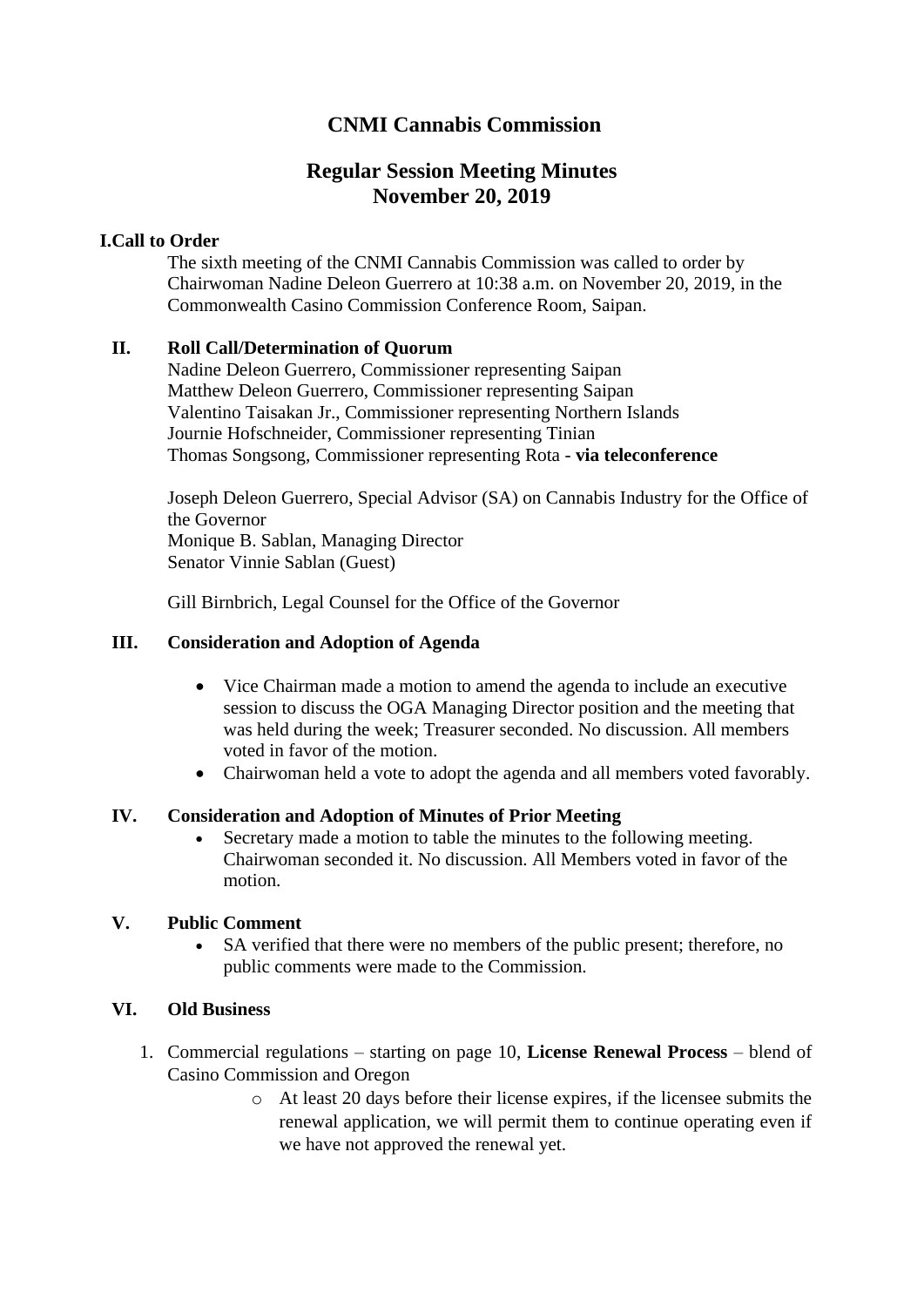# CNMI Cannabis Commission

## Regular Session Meeting Minutes
## November 20, 2019

### I. Call to Order

The sixth meeting of the CNMI Cannabis Commission was called to order by Chairwoman Nadine Deleon Guerrero at 10:38 a.m. on November 20, 2019, in the Commonwealth Casino Commission Conference Room, Saipan.

### II. Roll Call/Determination of Quorum

Nadine Deleon Guerrero, Commissioner representing Saipan
Matthew Deleon Guerrero, Commissioner representing Saipan
Valentino Taisakan Jr., Commissioner representing Northern Islands
Journie Hofschneider, Commissioner representing Tinian
Thomas Songsong, Commissioner representing Rota - **via teleconference**

Joseph Deleon Guerrero, Special Advisor (SA) on Cannabis Industry for the Office of the Governor
Monique B. Sablan, Managing Director
Senator Vinnie Sablan (Guest)

Gill Birnbrich, Legal Counsel for the Office of the Governor

### III. Consideration and Adoption of Agenda

- Vice Chairman made a motion to amend the agenda to include an executive session to discuss the OGA Managing Director position and the meeting that was held during the week; Treasurer seconded. No discussion. All members voted in favor of the motion.
- Chairwoman held a vote to adopt the agenda and all members voted favorably.

### IV. Consideration and Adoption of Minutes of Prior Meeting

- Secretary made a motion to table the minutes to the following meeting. Chairwoman seconded it. No discussion. All Members voted in favor of the motion.

### V. Public Comment

- SA verified that there were no members of the public present; therefore, no public comments were made to the Commission.

### VI. Old Business

1. Commercial regulations – starting on page 10, **License Renewal Process** – blend of Casino Commission and Oregon
   - At least 20 days before their license expires, if the licensee submits the renewal application, we will permit them to continue operating even if we have not approved the renewal yet.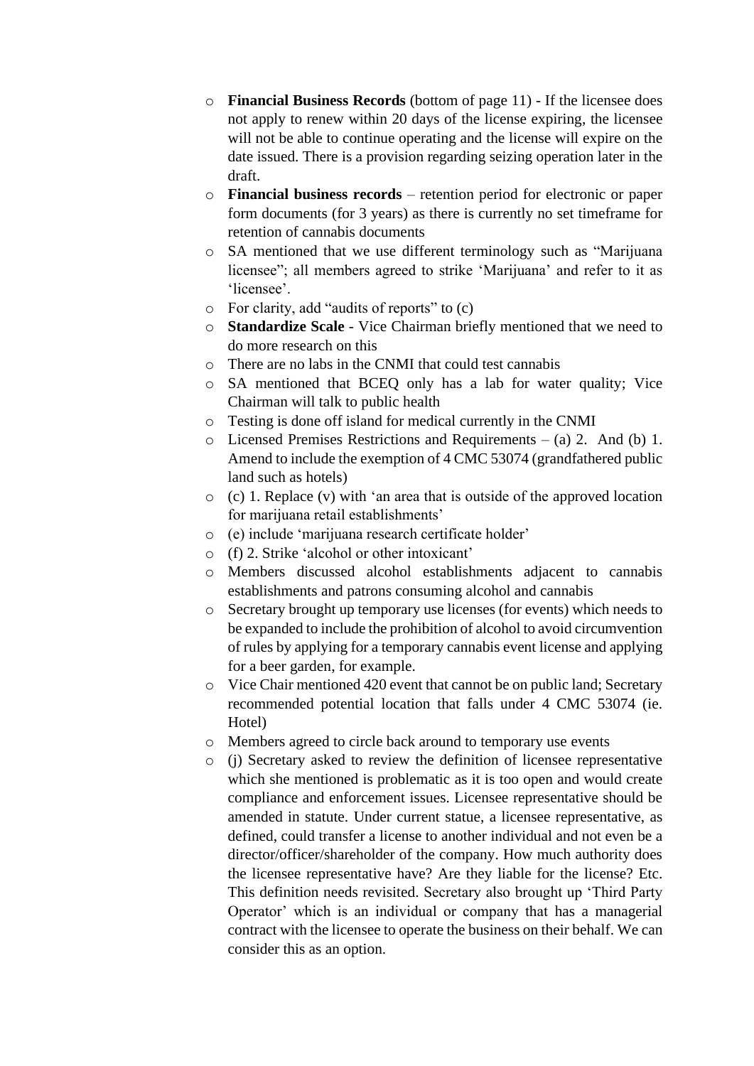- **Financial Business Records** (bottom of page 11) - If the licensee does not apply to renew within 20 days of the license expiring, the licensee will not be able to continue operating and the license will expire on the date issued. There is a provision regarding seizing operation later in the draft.
- **Financial business records** – retention period for electronic or paper form documents (for 3 years) as there is currently no set timeframe for retention of cannabis documents
- SA mentioned that we use different terminology such as "Marijuana licensee"; all members agreed to strike 'Marijuana' and refer to it as 'licensee'.
- For clarity, add "audits of reports" to (c)
- **Standardize Scale** - Vice Chairman briefly mentioned that we need to do more research on this
- There are no labs in the CNMI that could test cannabis
- SA mentioned that BCEQ only has a lab for water quality; Vice Chairman will talk to public health
- Testing is done off island for medical currently in the CNMI
- Licensed Premises Restrictions and Requirements – (a) 2. And (b) 1. Amend to include the exemption of 4 CMC 53074 (grandfathered public land such as hotels)
- (c) 1. Replace (v) with 'an area that is outside of the approved location for marijuana retail establishments'
- (e) include 'marijuana research certificate holder'
- (f) 2. Strike 'alcohol or other intoxicant'
- Members discussed alcohol establishments adjacent to cannabis establishments and patrons consuming alcohol and cannabis
- Secretary brought up temporary use licenses (for events) which needs to be expanded to include the prohibition of alcohol to avoid circumvention of rules by applying for a temporary cannabis event license and applying for a beer garden, for example.
- Vice Chair mentioned 420 event that cannot be on public land; Secretary recommended potential location that falls under 4 CMC 53074 (ie. Hotel)
- Members agreed to circle back around to temporary use events
- (j) Secretary asked to review the definition of licensee representative which she mentioned is problematic as it is too open and would create compliance and enforcement issues. Licensee representative should be amended in statute. Under current statue, a licensee representative, as defined, could transfer a license to another individual and not even be a director/officer/shareholder of the company. How much authority does the licensee representative have? Are they liable for the license? Etc. This definition needs revisited. Secretary also brought up 'Third Party Operator' which is an individual or company that has a managerial contract with the licensee to operate the business on their behalf. We can consider this as an option.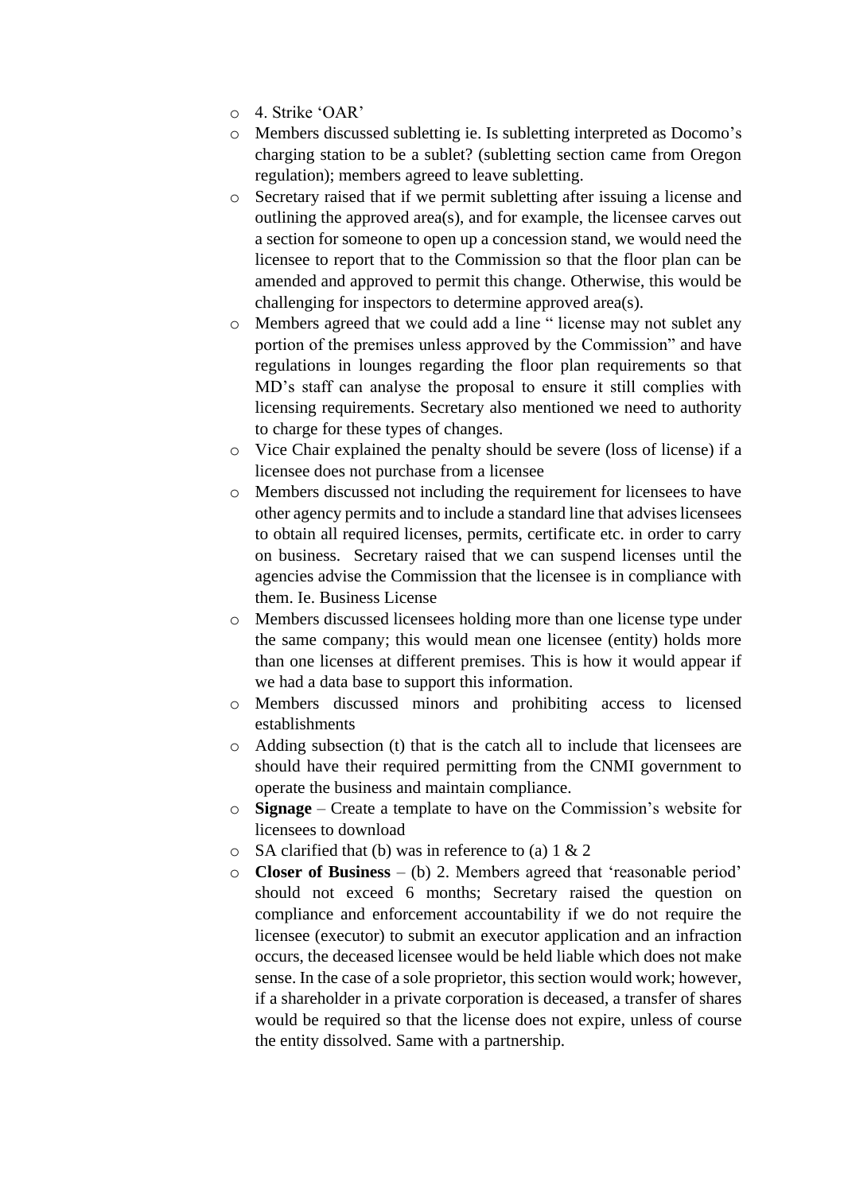- 4. Strike 'OAR'
- Members discussed subletting ie. Is subletting interpreted as Docomo's charging station to be a sublet? (subletting section came from Oregon regulation); members agreed to leave subletting.
- Secretary raised that if we permit subletting after issuing a license and outlining the approved area(s), and for example, the licensee carves out a section for someone to open up a concession stand, we would need the licensee to report that to the Commission so that the floor plan can be amended and approved to permit this change. Otherwise, this would be challenging for inspectors to determine approved area(s).
- Members agreed that we could add a line " license may not sublet any portion of the premises unless approved by the Commission" and have regulations in lounges regarding the floor plan requirements so that MD's staff can analyse the proposal to ensure it still complies with licensing requirements. Secretary also mentioned we need to authority to charge for these types of changes.
- Vice Chair explained the penalty should be severe (loss of license) if a licensee does not purchase from a licensee
- Members discussed not including the requirement for licensees to have other agency permits and to include a standard line that advises licensees to obtain all required licenses, permits, certificate etc. in order to carry on business. Secretary raised that we can suspend licenses until the agencies advise the Commission that the licensee is in compliance with them. Ie. Business License
- Members discussed licensees holding more than one license type under the same company; this would mean one licensee (entity) holds more than one licenses at different premises. This is how it would appear if we had a data base to support this information.
- Members discussed minors and prohibiting access to licensed establishments
- Adding subsection (t) that is the catch all to include that licensees are should have their required permitting from the CNMI government to operate the business and maintain compliance.
- **Signage** – Create a template to have on the Commission's website for licensees to download
- SA clarified that (b) was in reference to (a) 1 & 2
- **Closer of Business** – (b) 2. Members agreed that 'reasonable period' should not exceed 6 months; Secretary raised the question on compliance and enforcement accountability if we do not require the licensee (executor) to submit an executor application and an infraction occurs, the deceased licensee would be held liable which does not make sense. In the case of a sole proprietor, this section would work; however, if a shareholder in a private corporation is deceased, a transfer of shares would be required so that the license does not expire, unless of course the entity dissolved. Same with a partnership.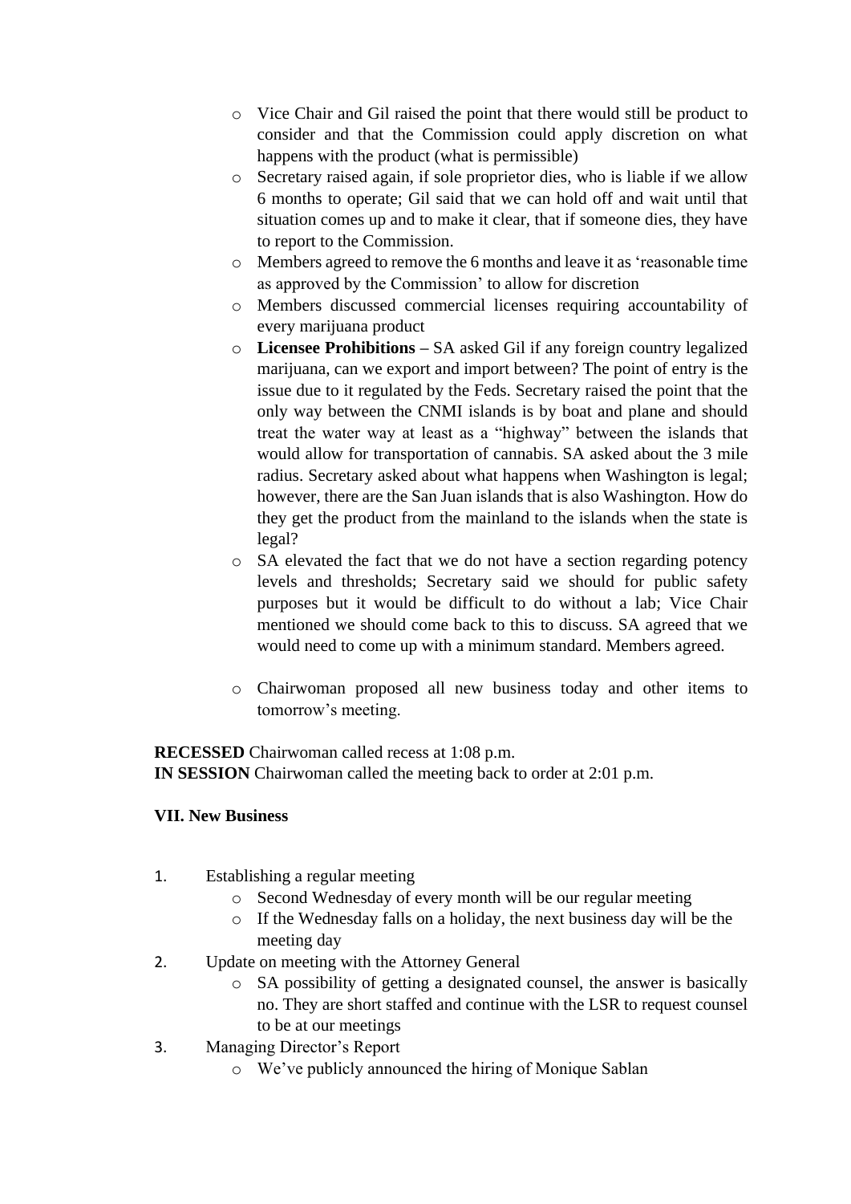- Vice Chair and Gil raised the point that there would still be product to consider and that the Commission could apply discretion on what happens with the product (what is permissible)
- Secretary raised again, if sole proprietor dies, who is liable if we allow 6 months to operate; Gil said that we can hold off and wait until that situation comes up and to make it clear, that if someone dies, they have to report to the Commission.
- Members agreed to remove the 6 months and leave it as 'reasonable time as approved by the Commission' to allow for discretion
- Members discussed commercial licenses requiring accountability of every marijuana product
- **Licensee Prohibitions –** SA asked Gil if any foreign country legalized marijuana, can we export and import between? The point of entry is the issue due to it regulated by the Feds. Secretary raised the point that the only way between the CNMI islands is by boat and plane and should treat the water way at least as a "highway" between the islands that would allow for transportation of cannabis. SA asked about the 3 mile radius. Secretary asked about what happens when Washington is legal; however, there are the San Juan islands that is also Washington. How do they get the product from the mainland to the islands when the state is legal?
- SA elevated the fact that we do not have a section regarding potency levels and thresholds; Secretary said we should for public safety purposes but it would be difficult to do without a lab; Vice Chair mentioned we should come back to this to discuss. SA agreed that we would need to come up with a minimum standard. Members agreed.
- Chairwoman proposed all new business today and other items to tomorrow's meeting.

**RECESSED** Chairwoman called recess at 1:08 p.m.
**IN SESSION** Chairwoman called the meeting back to order at 2:01 p.m.

**VII. New Business**

1. Establishing a regular meeting
   - Second Wednesday of every month will be our regular meeting
   - If the Wednesday falls on a holiday, the next business day will be the meeting day
2. Update on meeting with the Attorney General
   - SA possibility of getting a designated counsel, the answer is basically no. They are short staffed and continue with the LSR to request counsel to be at our meetings
3. Managing Director's Report
   - We've publicly announced the hiring of Monique Sablan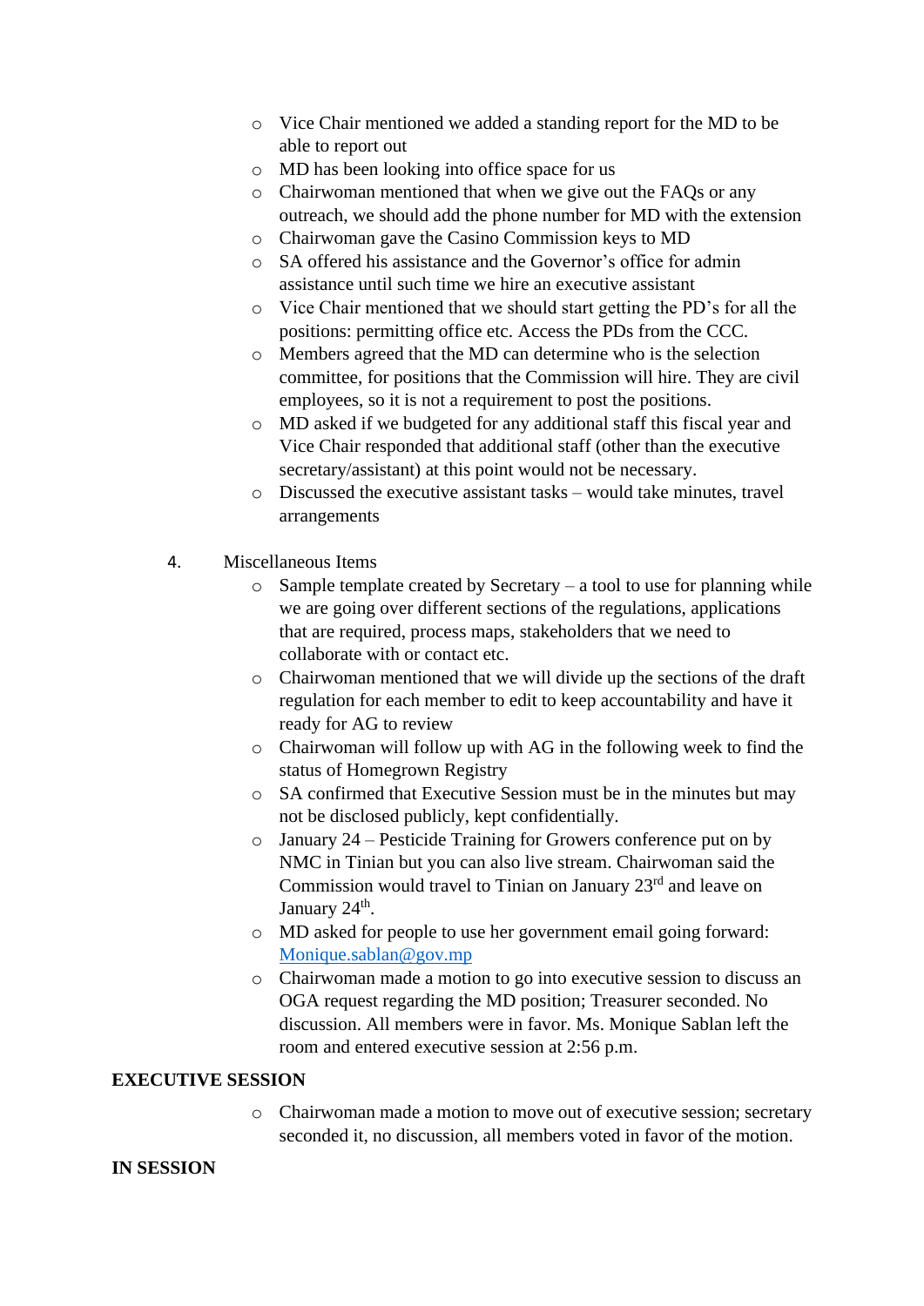- Vice Chair mentioned we added a standing report for the MD to be able to report out
- MD has been looking into office space for us
- Chairwoman mentioned that when we give out the FAQs or any outreach, we should add the phone number for MD with the extension
- Chairwoman gave the Casino Commission keys to MD
- SA offered his assistance and the Governor's office for admin assistance until such time we hire an executive assistant
- Vice Chair mentioned that we should start getting the PD's for all the positions: permitting office etc. Access the PDs from the CCC.
- Members agreed that the MD can determine who is the selection committee, for positions that the Commission will hire. They are civil employees, so it is not a requirement to post the positions.
- MD asked if we budgeted for any additional staff this fiscal year and Vice Chair responded that additional staff (other than the executive secretary/assistant) at this point would not be necessary.
- Discussed the executive assistant tasks – would take minutes, travel arrangements

4. Miscellaneous Items
   - Sample template created by Secretary – a tool to use for planning while we are going over different sections of the regulations, applications that are required, process maps, stakeholders that we need to collaborate with or contact etc.
   - Chairwoman mentioned that we will divide up the sections of the draft regulation for each member to edit to keep accountability and have it ready for AG to review
   - Chairwoman will follow up with AG in the following week to find the status of Homegrown Registry
   - SA confirmed that Executive Session must be in the minutes but may not be disclosed publicly, kept confidentially.
   - January 24 – Pesticide Training for Growers conference put on by NMC in Tinian but you can also live stream. Chairwoman said the Commission would travel to Tinian on January 23rd and leave on January 24th.
   - MD asked for people to use her government email going forward: Monique.sablan@gov.mp
   - Chairwoman made a motion to go into executive session to discuss an OGA request regarding the MD position; Treasurer seconded. No discussion. All members were in favor. Ms. Monique Sablan left the room and entered executive session at 2:56 p.m.

**EXECUTIVE SESSION**

- Chairwoman made a motion to move out of executive session; secretary seconded it, no discussion, all members voted in favor of the motion.

**IN SESSION**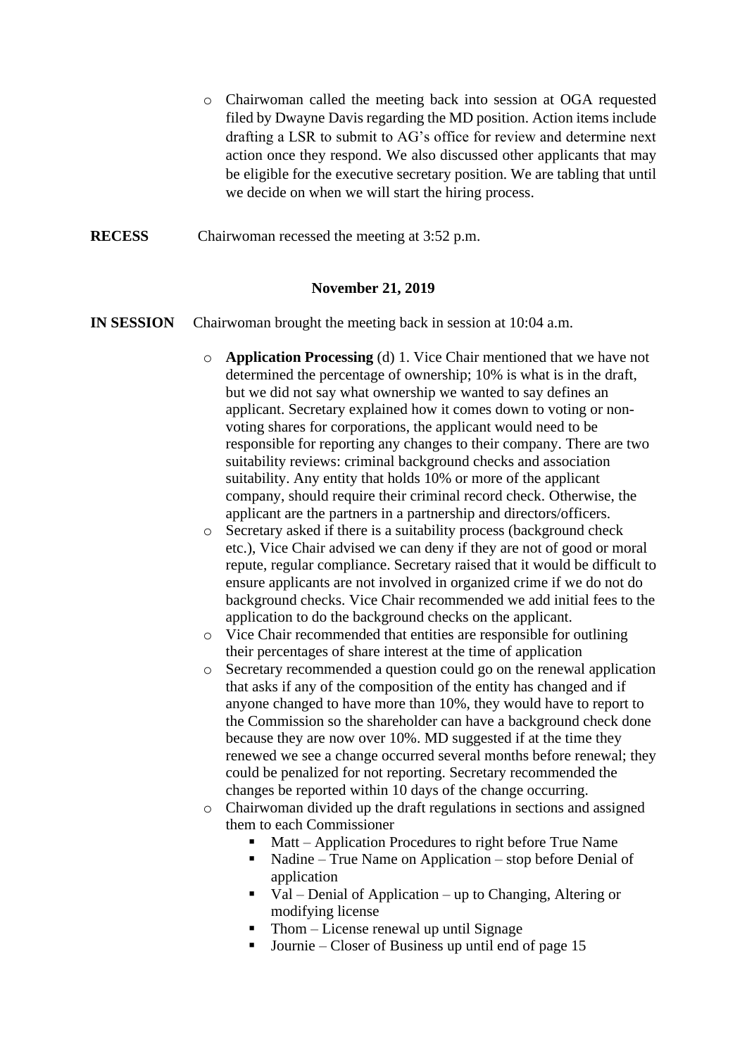- Chairwoman called the meeting back into session at OGA requested filed by Dwayne Davis regarding the MD position. Action items include drafting a LSR to submit to AG's office for review and determine next action once they respond. We also discussed other applicants that may be eligible for the executive secretary position. We are tabling that until we decide on when we will start the hiring process.

**RECESS** Chairwoman recessed the meeting at 3:52 p.m.

**November 21, 2019**

**IN SESSION** Chairwoman brought the meeting back in session at 10:04 a.m.

- **Application Processing** (d) 1. Vice Chair mentioned that we have not determined the percentage of ownership; 10% is what is in the draft, but we did not say what ownership we wanted to say defines an applicant. Secretary explained how it comes down to voting or non-voting shares for corporations, the applicant would need to be responsible for reporting any changes to their company. There are two suitability reviews: criminal background checks and association suitability. Any entity that holds 10% or more of the applicant company, should require their criminal record check. Otherwise, the applicant are the partners in a partnership and directors/officers.
- Secretary asked if there is a suitability process (background check etc.), Vice Chair advised we can deny if they are not of good or moral repute, regular compliance. Secretary raised that it would be difficult to ensure applicants are not involved in organized crime if we do not do background checks. Vice Chair recommended we add initial fees to the application to do the background checks on the applicant.
- Vice Chair recommended that entities are responsible for outlining their percentages of share interest at the time of application
- Secretary recommended a question could go on the renewal application that asks if any of the composition of the entity has changed and if anyone changed to have more than 10%, they would have to report to the Commission so the shareholder can have a background check done because they are now over 10%. MD suggested if at the time they renewed we see a change occurred several months before renewal; they could be penalized for not reporting. Secretary recommended the changes be reported within 10 days of the change occurring.
- Chairwoman divided up the draft regulations in sections and assigned them to each Commissioner
  - Matt – Application Procedures to right before True Name
  - Nadine – True Name on Application – stop before Denial of application
  - Val – Denial of Application – up to Changing, Altering or modifying license
  - Thom – License renewal up until Signage
  - Journie – Closer of Business up until end of page 15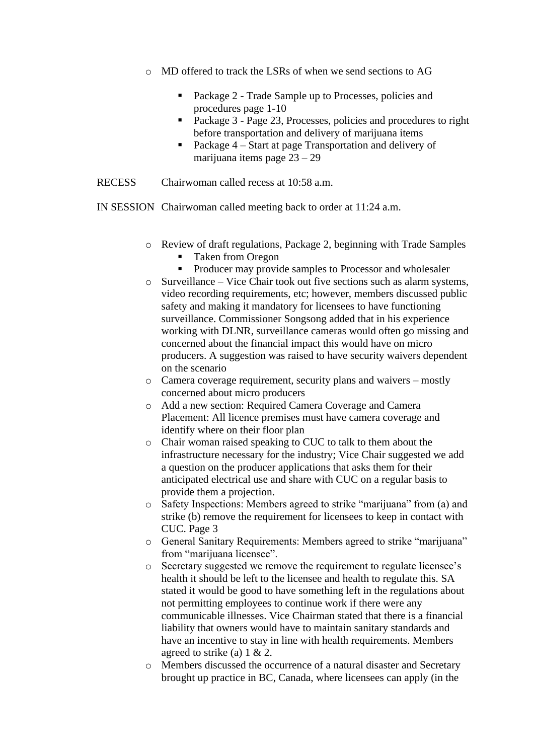- MD offered to track the LSRs of when we send sections to AG
    - Package 2 - Trade Sample up to Processes, policies and procedures page 1-10
    - Package 3 - Page 23, Processes, policies and procedures to right before transportation and delivery of marijuana items
    - Package 4 – Start at page Transportation and delivery of marijuana items page 23 – 29

RECESS Chairwoman called recess at 10:58 a.m.

IN SESSION Chairwoman called meeting back to order at 11:24 a.m.

- Review of draft regulations, Package 2, beginning with Trade Samples
    - Taken from Oregon
    - Producer may provide samples to Processor and wholesaler
- Surveillance – Vice Chair took out five sections such as alarm systems, video recording requirements, etc; however, members discussed public safety and making it mandatory for licensees to have functioning surveillance. Commissioner Songsong added that in his experience working with DLNR, surveillance cameras would often go missing and concerned about the financial impact this would have on micro producers. A suggestion was raised to have security waivers dependent on the scenario
- Camera coverage requirement, security plans and waivers – mostly concerned about micro producers
- Add a new section: Required Camera Coverage and Camera Placement: All licence premises must have camera coverage and identify where on their floor plan
- Chair woman raised speaking to CUC to talk to them about the infrastructure necessary for the industry; Vice Chair suggested we add a question on the producer applications that asks them for their anticipated electrical use and share with CUC on a regular basis to provide them a projection.
- Safety Inspections: Members agreed to strike "marijuana" from (a) and strike (b) remove the requirement for licensees to keep in contact with CUC. Page 3
- General Sanitary Requirements: Members agreed to strike "marijuana" from "marijuana licensee".
- Secretary suggested we remove the requirement to regulate licensee's health it should be left to the licensee and health to regulate this. SA stated it would be good to have something left in the regulations about not permitting employees to continue work if there were any communicable illnesses. Vice Chairman stated that there is a financial liability that owners would have to maintain sanitary standards and have an incentive to stay in line with health requirements. Members agreed to strike (a) 1 & 2.
- Members discussed the occurrence of a natural disaster and Secretary brought up practice in BC, Canada, where licensees can apply (in the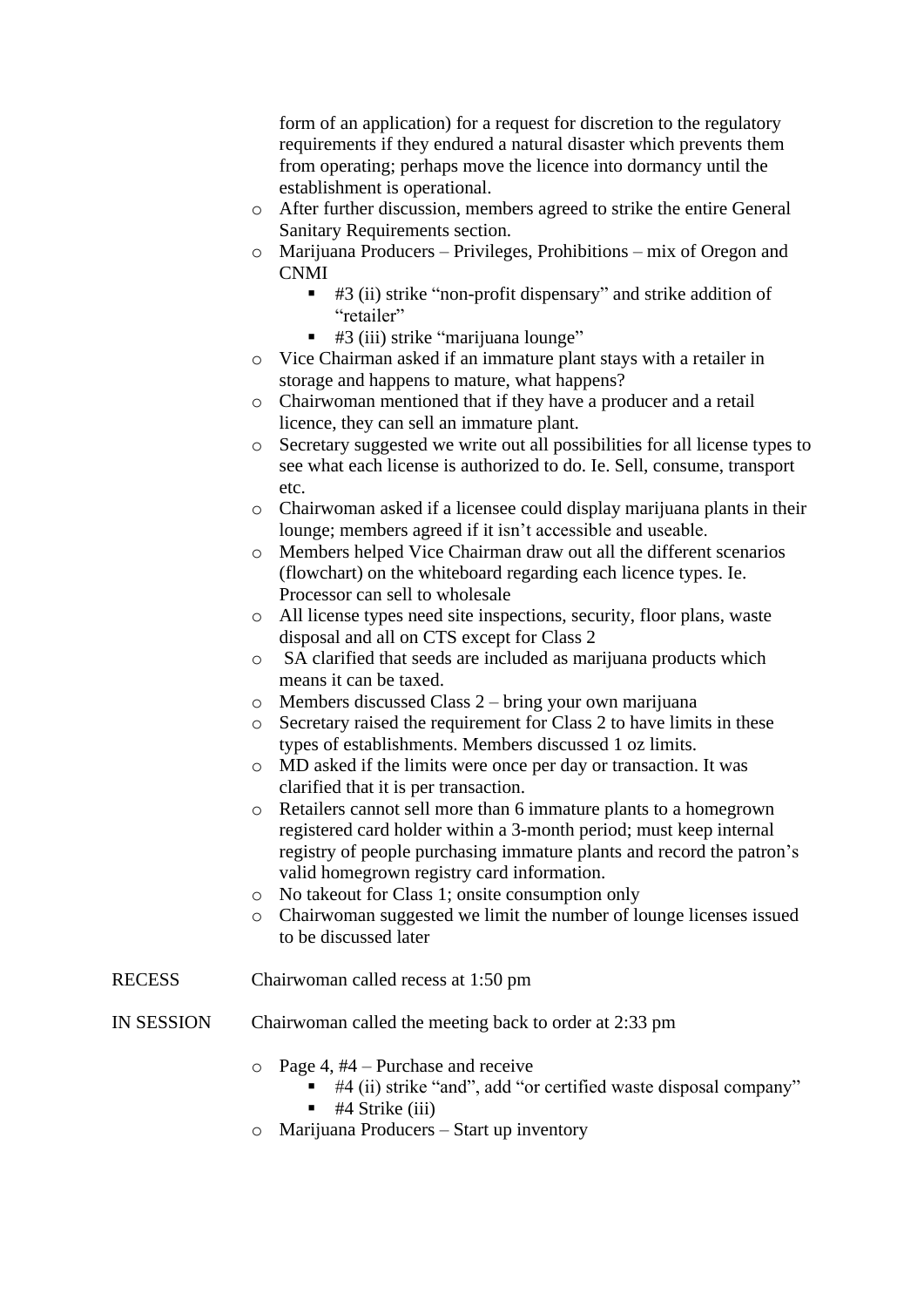form of an application) for a request for discretion to the regulatory requirements if they endured a natural disaster which prevents them from operating; perhaps move the licence into dormancy until the establishment is operational.

- After further discussion, members agreed to strike the entire General Sanitary Requirements section.
- Marijuana Producers – Privileges, Prohibitions – mix of Oregon and CNMI
    - #3 (ii) strike "non-profit dispensary" and strike addition of "retailer"
    - #3 (iii) strike "marijuana lounge"
- Vice Chairman asked if an immature plant stays with a retailer in storage and happens to mature, what happens?
- Chairwoman mentioned that if they have a producer and a retail licence, they can sell an immature plant.
- Secretary suggested we write out all possibilities for all license types to see what each license is authorized to do. Ie. Sell, consume, transport etc.
- Chairwoman asked if a licensee could display marijuana plants in their lounge; members agreed if it isn't accessible and useable.
- Members helped Vice Chairman draw out all the different scenarios (flowchart) on the whiteboard regarding each licence types. Ie. Processor can sell to wholesale
- All license types need site inspections, security, floor plans, waste disposal and all on CTS except for Class 2
- SA clarified that seeds are included as marijuana products which means it can be taxed.
- Members discussed Class 2 – bring your own marijuana
- Secretary raised the requirement for Class 2 to have limits in these types of establishments. Members discussed 1 oz limits.
- MD asked if the limits were once per day or transaction. It was clarified that it is per transaction.
- Retailers cannot sell more than 6 immature plants to a homegrown registered card holder within a 3-month period; must keep internal registry of people purchasing immature plants and record the patron's valid homegrown registry card information.
- No takeout for Class 1; onsite consumption only
- Chairwoman suggested we limit the number of lounge licenses issued to be discussed later

RECESS Chairwoman called recess at 1:50 pm

IN SESSION Chairwoman called the meeting back to order at 2:33 pm

- Page 4, #4 – Purchase and receive
    - #4 (ii) strike "and", add "or certified waste disposal company"
    - #4 Strike (iii)
- Marijuana Producers – Start up inventory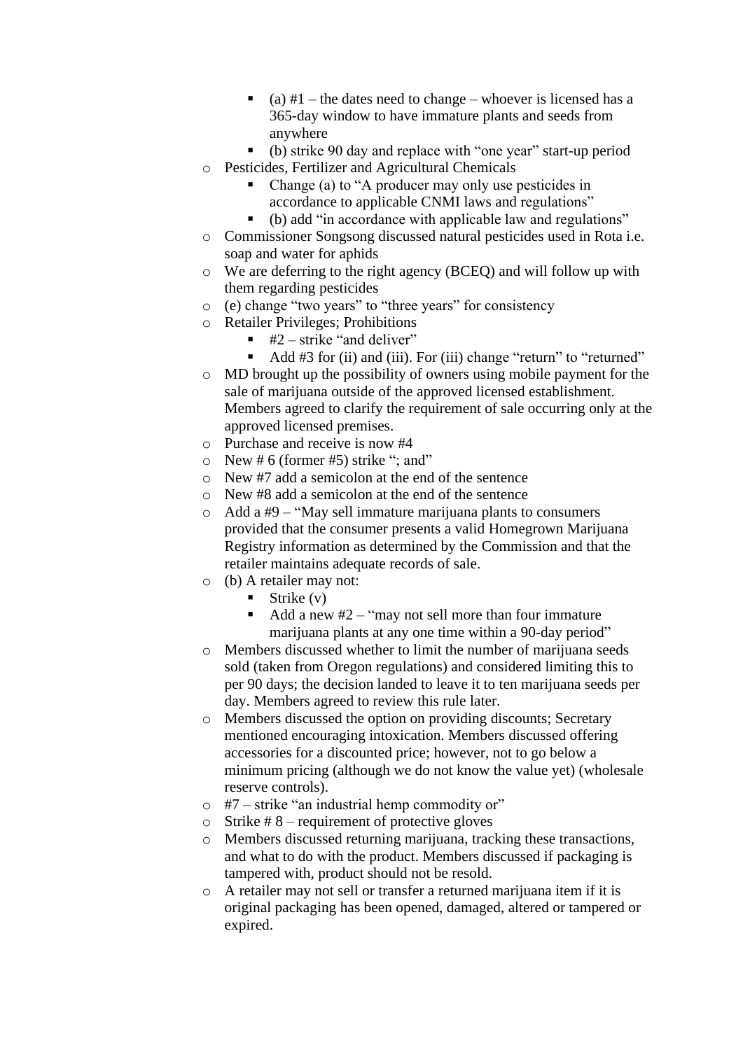- (a) #1 – the dates need to change – whoever is licensed has a 365-day window to have immature plants and seeds from anywhere
    - (b) strike 90 day and replace with "one year" start-up period
  - Pesticides, Fertilizer and Agricultural Chemicals
    - Change (a) to "A producer may only use pesticides in accordance to applicable CNMI laws and regulations"
    - (b) add "in accordance with applicable law and regulations"
  - Commissioner Songsong discussed natural pesticides used in Rota i.e. soap and water for aphids
  - We are deferring to the right agency (BCEQ) and will follow up with them regarding pesticides
  - (e) change "two years" to "three years" for consistency
  - Retailer Privileges; Prohibitions
    - #2 – strike "and deliver"
    - Add #3 for (ii) and (iii). For (iii) change "return" to "returned"
  - MD brought up the possibility of owners using mobile payment for the sale of marijuana outside of the approved licensed establishment. Members agreed to clarify the requirement of sale occurring only at the approved licensed premises.
  - Purchase and receive is now #4
  - New # 6 (former #5) strike "; and"
  - New #7 add a semicolon at the end of the sentence
  - New #8 add a semicolon at the end of the sentence
  - Add a #9 – "May sell immature marijuana plants to consumers provided that the consumer presents a valid Homegrown Marijuana Registry information as determined by the Commission and that the retailer maintains adequate records of sale.
  - (b) A retailer may not:
    - Strike (v)
    - Add a new #2 – "may not sell more than four immature marijuana plants at any one time within a 90-day period"
  - Members discussed whether to limit the number of marijuana seeds sold (taken from Oregon regulations) and considered limiting this to per 90 days; the decision landed to leave it to ten marijuana seeds per day. Members agreed to review this rule later.
  - Members discussed the option on providing discounts; Secretary mentioned encouraging intoxication. Members discussed offering accessories for a discounted price; however, not to go below a minimum pricing (although we do not know the value yet) (wholesale reserve controls).
  - #7 – strike "an industrial hemp commodity or"
  - Strike # 8 – requirement of protective gloves
  - Members discussed returning marijuana, tracking these transactions, and what to do with the product. Members discussed if packaging is tampered with, product should not be resold.
  - A retailer may not sell or transfer a returned marijuana item if it is original packaging has been opened, damaged, altered or tampered or expired.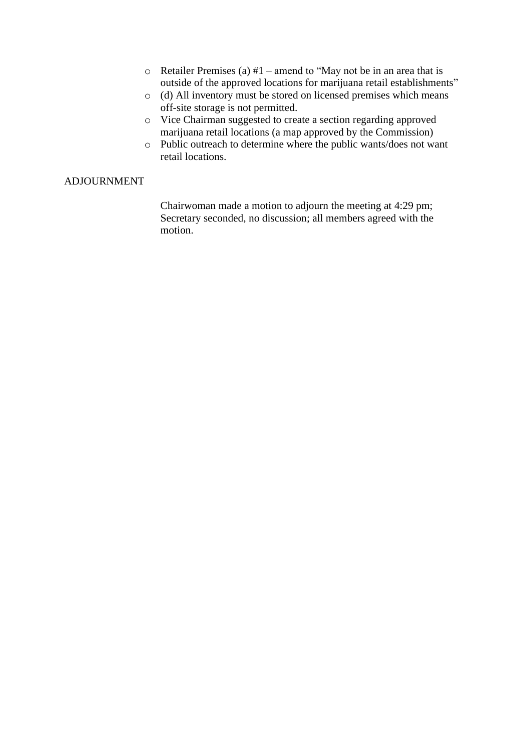- Retailer Premises (a) #1 – amend to "May not be in an area that is outside of the approved locations for marijuana retail establishments"
- (d) All inventory must be stored on licensed premises which means off-site storage is not permitted.
- Vice Chairman suggested to create a section regarding approved marijuana retail locations (a map approved by the Commission)
- Public outreach to determine where the public wants/does not want retail locations.

ADJOURNMENT

Chairwoman made a motion to adjourn the meeting at 4:29 pm; Secretary seconded, no discussion; all members agreed with the motion.